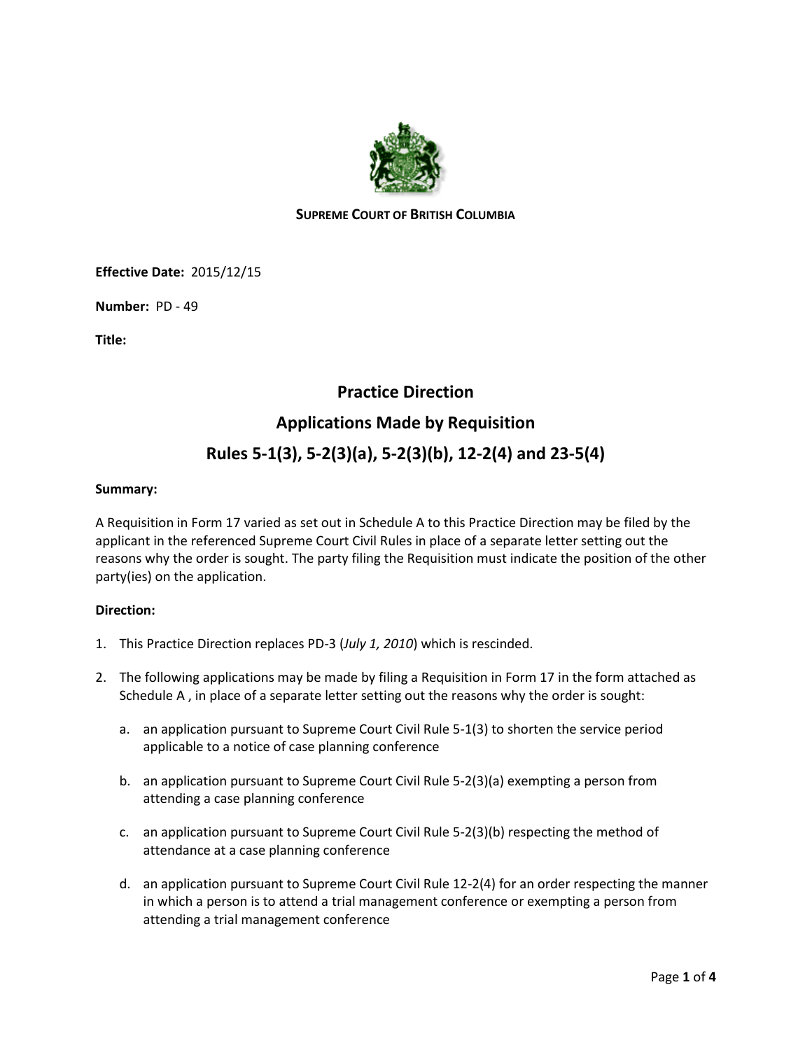**SUPREME COURT OF BRITISH COLUMBIA**

**Effective Date:** 2015/12/15

**Number:** PD - 49

**Title:**

# Practice Direction

# Applications Made by Requisition

# Rules 5-1(3), 5-2(3)(a), 5-2(3)(b), 12-2(4) and 23-5(4)

**Summary:**

A Requisition in Form 17 varied as set out in Schedule A to this Practice Direction may be filed by the applicant in the referenced Supreme Court Civil Rules in place of a separate letter setting out the reasons why the order is sought. The party filing the Requisition must indicate the position of the other party(ies) on the application.

**Direction:**

1. This Practice Direction replaces PD-3 (*July 1, 2010*) which is rescinded.

2. The following applications may be made by filing a Requisition in Form 17 in the form attached as Schedule A , in place of a separate letter setting out the reasons why the order is sought:

   a. an application pursuant to Supreme Court Civil Rule 5-1(3) to shorten the service period applicable to a notice of case planning conference

   b. an application pursuant to Supreme Court Civil Rule 5-2(3)(a) exempting a person from attending a case planning conference

   c. an application pursuant to Supreme Court Civil Rule 5-2(3)(b) respecting the method of attendance at a case planning conference

   d. an application pursuant to Supreme Court Civil Rule 12-2(4) for an order respecting the manner in which a person is to attend a trial management conference or exempting a person from attending a trial management conference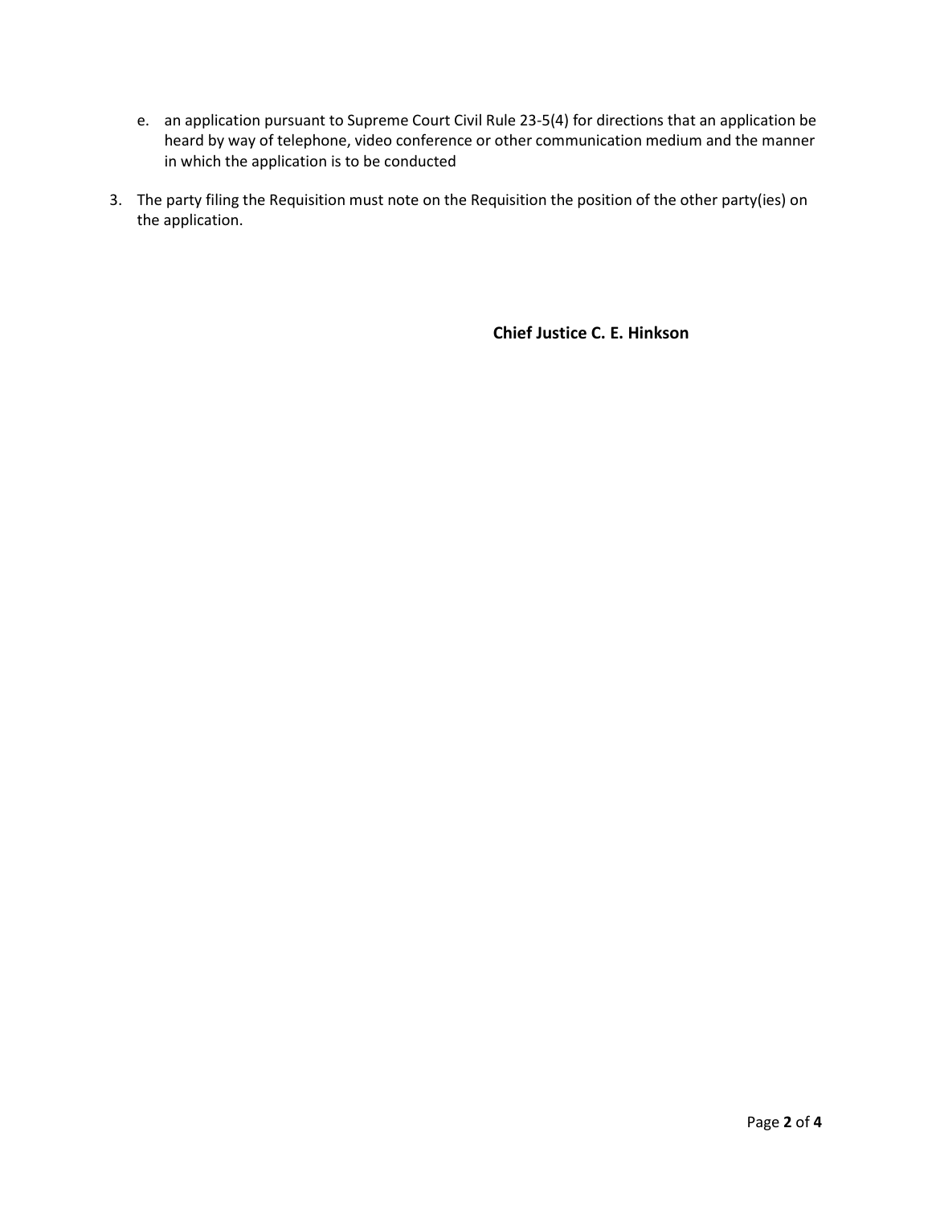e. an application pursuant to Supreme Court Civil Rule 23-5(4) for directions that an application be heard by way of telephone, video conference or other communication medium and the manner in which the application is to be conducted

3. The party filing the Requisition must note on the Requisition the position of the other party(ies) on the application.

**Chief Justice C. E. Hinkson**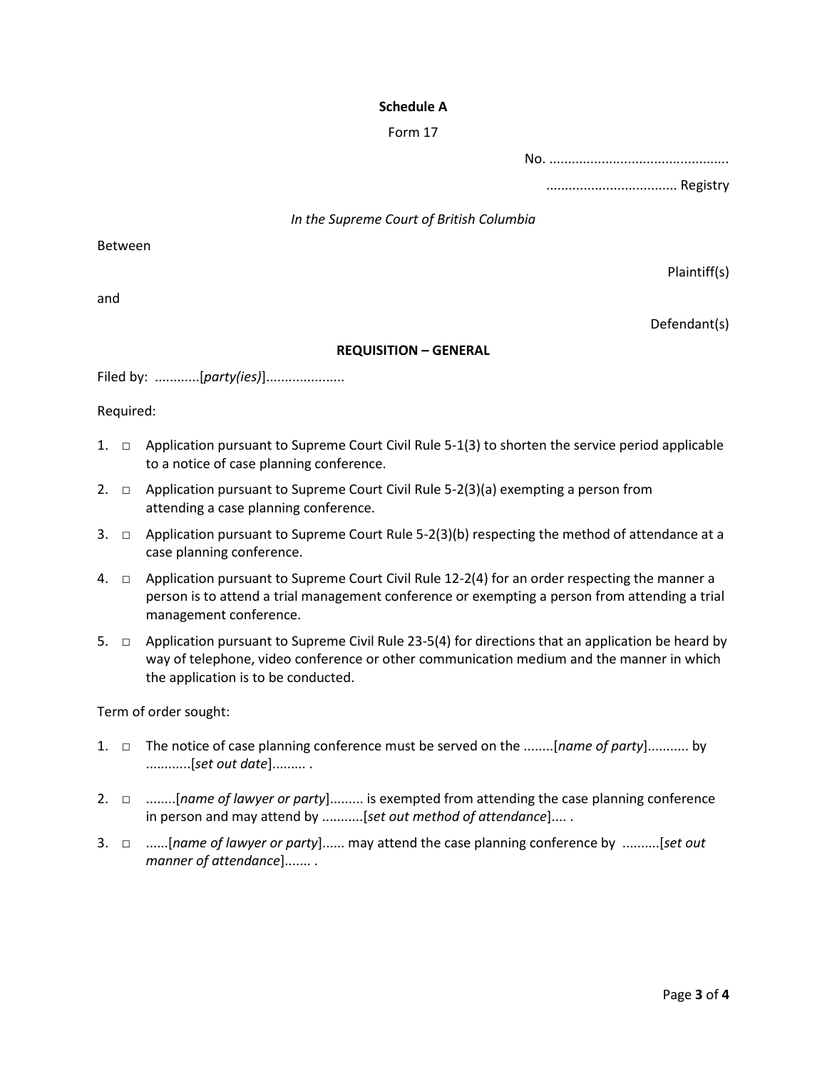**Schedule A**

Form 17

No. ................................................

.................................. Registry

*In the Supreme Court of British Columbia*

Between

Plaintiff(s)

and

Defendant(s)

**REQUISITION – GENERAL**

Filed by: ............[*party(ies)*]....................

Required:

1. □ Application pursuant to Supreme Court Civil Rule 5-1(3) to shorten the service period applicable to a notice of case planning conference.
2. □ Application pursuant to Supreme Court Civil Rule 5-2(3)(a) exempting a person from attending a case planning conference.
3. □ Application pursuant to Supreme Court Rule 5-2(3)(b) respecting the method of attendance at a case planning conference.
4. □ Application pursuant to Supreme Court Civil Rule 12-2(4) for an order respecting the manner a person is to attend a trial management conference or exempting a person from attending a trial management conference.
5. □ Application pursuant to Supreme Civil Rule 23-5(4) for directions that an application be heard by way of telephone, video conference or other communication medium and the manner in which the application is to be conducted.

Term of order sought:

1. □ The notice of case planning conference must be served on the ........[*name of party*]........... by ............[*set out date*]......... .
2. □ ........[*name of lawyer or party*]......... is exempted from attending the case planning conference in person and may attend by ...........[*set out method of attendance*].... .
3. □ ......[*name of lawyer or party*]...... may attend the case planning conference by ..........[*set out manner of attendance*]....... .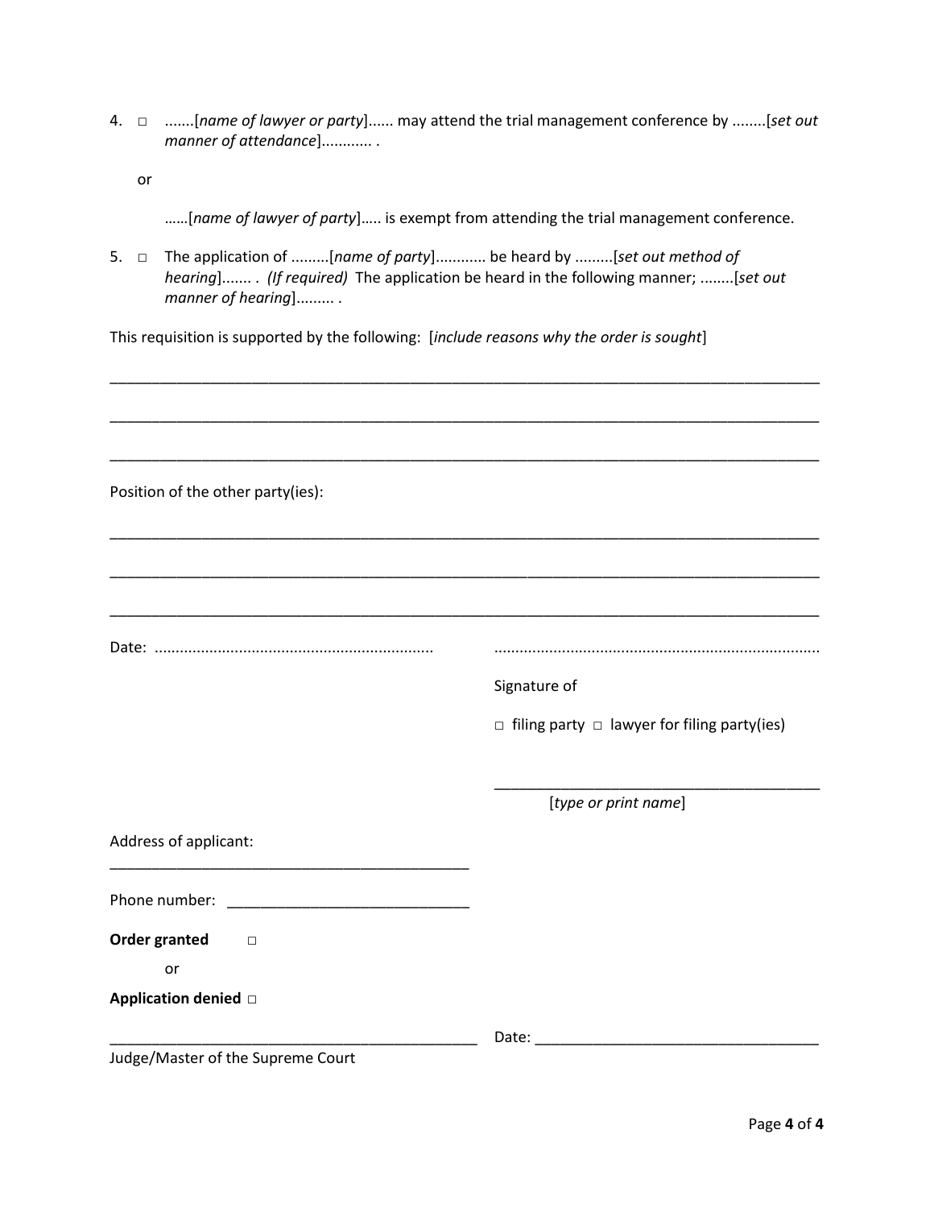4. □ .......[*name of lawyer or party*]...... may attend the trial management conference by ........[*set out manner of attendance*]............ .

   or

   ……[*name of lawyer of party*]….. is exempt from attending the trial management conference.

5. □ The application of .........[*name of party*]............ be heard by .........[*set out method of hearing*]....... . *(If required)* The application be heard in the following manner; ........[*set out manner of hearing*]......... .

This requisition is supported by the following: [*include reasons why the order is sought*]

\_\_\_\_\_\_\_\_\_\_\_\_\_\_\_\_\_\_\_\_\_\_\_\_\_\_\_\_\_\_\_\_\_\_\_\_\_\_\_\_\_\_\_\_\_\_\_\_\_\_\_\_\_\_\_\_\_\_\_\_\_\_\_\_\_\_\_\_\_\_\_\_\_\_\_\_\_\_

\_\_\_\_\_\_\_\_\_\_\_\_\_\_\_\_\_\_\_\_\_\_\_\_\_\_\_\_\_\_\_\_\_\_\_\_\_\_\_\_\_\_\_\_\_\_\_\_\_\_\_\_\_\_\_\_\_\_\_\_\_\_\_\_\_\_\_\_\_\_\_\_\_\_\_\_\_\_

\_\_\_\_\_\_\_\_\_\_\_\_\_\_\_\_\_\_\_\_\_\_\_\_\_\_\_\_\_\_\_\_\_\_\_\_\_\_\_\_\_\_\_\_\_\_\_\_\_\_\_\_\_\_\_\_\_\_\_\_\_\_\_\_\_\_\_\_\_\_\_\_\_\_\_\_\_\_

Position of the other party(ies):

\_\_\_\_\_\_\_\_\_\_\_\_\_\_\_\_\_\_\_\_\_\_\_\_\_\_\_\_\_\_\_\_\_\_\_\_\_\_\_\_\_\_\_\_\_\_\_\_\_\_\_\_\_\_\_\_\_\_\_\_\_\_\_\_\_\_\_\_\_\_\_\_\_\_\_\_\_\_

\_\_\_\_\_\_\_\_\_\_\_\_\_\_\_\_\_\_\_\_\_\_\_\_\_\_\_\_\_\_\_\_\_\_\_\_\_\_\_\_\_\_\_\_\_\_\_\_\_\_\_\_\_\_\_\_\_\_\_\_\_\_\_\_\_\_\_\_\_\_\_\_\_\_\_\_\_\_

\_\_\_\_\_\_\_\_\_\_\_\_\_\_\_\_\_\_\_\_\_\_\_\_\_\_\_\_\_\_\_\_\_\_\_\_\_\_\_\_\_\_\_\_\_\_\_\_\_\_\_\_\_\_\_\_\_\_\_\_\_\_\_\_\_\_\_\_\_\_\_\_\_\_\_\_\_\_

Date: ...................................................................

............................................................................

Signature of

□ filing party □ lawyer for filing party(ies)

\_\_\_\_\_\_\_\_\_\_\_\_\_\_\_\_\_\_\_\_\_\_\_\_\_\_\_\_\_\_\_\_\_\_\_\_\_\_\_\_

[*type or print name*]

Address of applicant:

\_\_\_\_\_\_\_\_\_\_\_\_\_\_\_\_\_\_\_\_\_\_\_\_\_\_\_\_\_\_\_\_\_\_\_\_\_\_\_\_\_\_\_\_

Phone number: \_\_\_\_\_\_\_\_\_\_\_\_\_\_\_\_\_\_\_\_\_\_\_\_\_\_\_\_\_\_

**Order granted** □

or

**Application denied** □

\_\_\_\_\_\_\_\_\_\_\_\_\_\_\_\_\_\_\_\_\_\_\_\_\_\_\_\_\_\_\_\_\_\_\_\_\_\_\_\_\_\_\_\_\_ Date: \_\_\_\_\_\_\_\_\_\_\_\_\_\_\_\_\_\_\_\_\_\_\_\_\_\_\_\_\_\_\_\_\_\_\_

Judge/Master of the Supreme Court